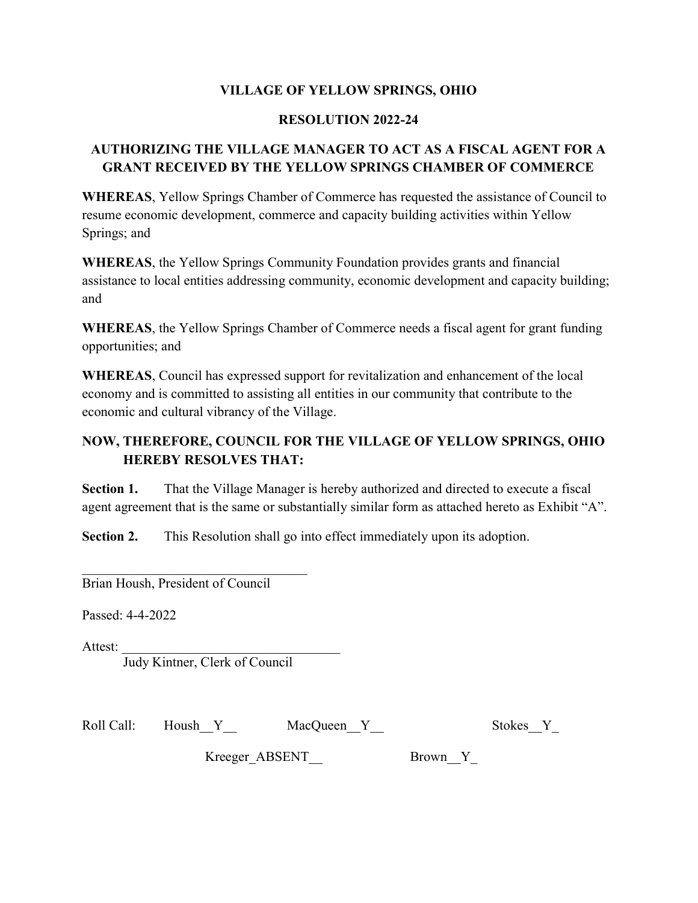# VILLAGE OF YELLOW SPRINGS, OHIO

## RESOLUTION 2022-24

## AUTHORIZING THE VILLAGE MANAGER TO ACT AS A FISCAL AGENT FOR A GRANT RECEIVED BY THE YELLOW SPRINGS CHAMBER OF COMMERCE

**WHEREAS**, Yellow Springs Chamber of Commerce has requested the assistance of Council to resume economic development, commerce and capacity building activities within Yellow Springs; and

**WHEREAS**, the Yellow Springs Community Foundation provides grants and financial assistance to local entities addressing community, economic development and capacity building; and

**WHEREAS**, the Yellow Springs Chamber of Commerce needs a fiscal agent for grant funding opportunities; and

**WHEREAS**, Council has expressed support for revitalization and enhancement of the local economy and is committed to assisting all entities in our community that contribute to the economic and cultural vibrancy of the Village.

**NOW, THEREFORE, COUNCIL FOR THE VILLAGE OF YELLOW SPRINGS, OHIO HEREBY RESOLVES THAT:**

**Section 1.** That the Village Manager is hereby authorized and directed to execute a fiscal agent agreement that is the same or substantially similar form as attached hereto as Exhibit "A".

**Section 2.** This Resolution shall go into effect immediately upon its adoption.

__________________________________
Brian Housh, President of Council

Passed: 4-4-2022

Attest: ________________________________
Judy Kintner, Clerk of Council

Roll Call: Housh__Y__ MacQueen__Y__ Stokes__Y_

Kreeger_ABSENT__ Brown__Y_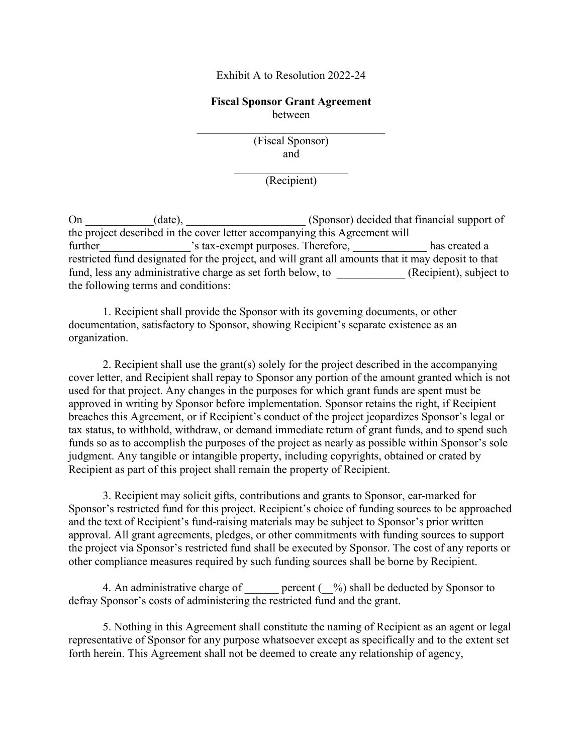Exhibit A to Resolution 2022-24

**Fiscal Sponsor Grant Agreement**
between

**\_\_\_\_\_\_\_\_\_\_\_\_\_\_\_\_\_\_\_\_\_\_\_\_\_\_\_\_\_\_\_\_\_\_**
(Fiscal Sponsor)
and

\_\_\_\_\_\_\_\_\_\_\_\_\_\_\_\_\_\_\_\_
(Recipient)

On \_\_\_\_\_\_\_\_\_\_\_\_(date), \_\_\_\_\_\_\_\_\_\_\_\_\_\_\_\_\_\_\_\_\_ (Sponsor) decided that financial support of the project described in the cover letter accompanying this Agreement will further\_\_\_\_\_\_\_\_\_\_\_\_\_\_\_\_'s tax-exempt purposes. Therefore, \_\_\_\_\_\_\_\_\_\_\_\_\_ has created a restricted fund designated for the project, and will grant all amounts that it may deposit to that fund, less any administrative charge as set forth below, to \_\_\_\_\_\_\_\_\_\_\_\_ (Recipient), subject to the following terms and conditions:

1. Recipient shall provide the Sponsor with its governing documents, or other documentation, satisfactory to Sponsor, showing Recipient's separate existence as an organization.

2. Recipient shall use the grant(s) solely for the project described in the accompanying cover letter, and Recipient shall repay to Sponsor any portion of the amount granted which is not used for that project. Any changes in the purposes for which grant funds are spent must be approved in writing by Sponsor before implementation. Sponsor retains the right, if Recipient breaches this Agreement, or if Recipient's conduct of the project jeopardizes Sponsor's legal or tax status, to withhold, withdraw, or demand immediate return of grant funds, and to spend such funds so as to accomplish the purposes of the project as nearly as possible within Sponsor's sole judgment. Any tangible or intangible property, including copyrights, obtained or crated by Recipient as part of this project shall remain the property of Recipient.

3. Recipient may solicit gifts, contributions and grants to Sponsor, ear-marked for Sponsor's restricted fund for this project. Recipient's choice of funding sources to be approached and the text of Recipient's fund-raising materials may be subject to Sponsor's prior written approval. All grant agreements, pledges, or other commitments with funding sources to support the project via Sponsor's restricted fund shall be executed by Sponsor. The cost of any reports or other compliance measures required by such funding sources shall be borne by Recipient.

4. An administrative charge of \_\_\_\_\_\_ percent (\_\_%) shall be deducted by Sponsor to defray Sponsor's costs of administering the restricted fund and the grant.

5. Nothing in this Agreement shall constitute the naming of Recipient as an agent or legal representative of Sponsor for any purpose whatsoever except as specifically and to the extent set forth herein. This Agreement shall not be deemed to create any relationship of agency,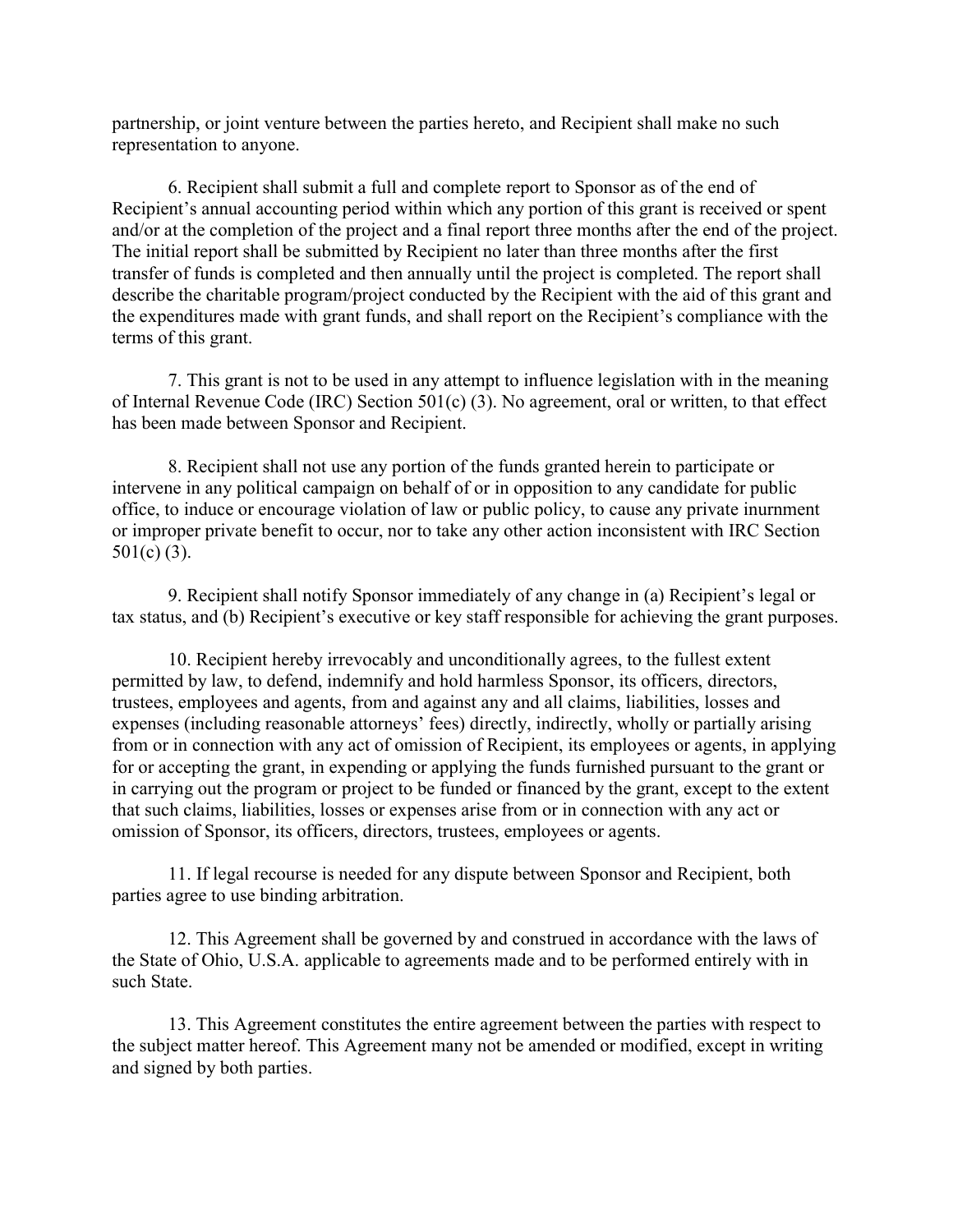partnership, or joint venture between the parties hereto, and Recipient shall make no such representation to anyone.

6. Recipient shall submit a full and complete report to Sponsor as of the end of Recipient's annual accounting period within which any portion of this grant is received or spent and/or at the completion of the project and a final report three months after the end of the project. The initial report shall be submitted by Recipient no later than three months after the first transfer of funds is completed and then annually until the project is completed. The report shall describe the charitable program/project conducted by the Recipient with the aid of this grant and the expenditures made with grant funds, and shall report on the Recipient's compliance with the terms of this grant.

7. This grant is not to be used in any attempt to influence legislation with in the meaning of Internal Revenue Code (IRC) Section 501(c) (3). No agreement, oral or written, to that effect has been made between Sponsor and Recipient.

8. Recipient shall not use any portion of the funds granted herein to participate or intervene in any political campaign on behalf of or in opposition to any candidate for public office, to induce or encourage violation of law or public policy, to cause any private inurnment or improper private benefit to occur, nor to take any other action inconsistent with IRC Section 501(c) (3).

9. Recipient shall notify Sponsor immediately of any change in (a) Recipient's legal or tax status, and (b) Recipient's executive or key staff responsible for achieving the grant purposes.

10. Recipient hereby irrevocably and unconditionally agrees, to the fullest extent permitted by law, to defend, indemnify and hold harmless Sponsor, its officers, directors, trustees, employees and agents, from and against any and all claims, liabilities, losses and expenses (including reasonable attorneys' fees) directly, indirectly, wholly or partially arising from or in connection with any act of omission of Recipient, its employees or agents, in applying for or accepting the grant, in expending or applying the funds furnished pursuant to the grant or in carrying out the program or project to be funded or financed by the grant, except to the extent that such claims, liabilities, losses or expenses arise from or in connection with any act or omission of Sponsor, its officers, directors, trustees, employees or agents.

11. If legal recourse is needed for any dispute between Sponsor and Recipient, both parties agree to use binding arbitration.

12. This Agreement shall be governed by and construed in accordance with the laws of the State of Ohio, U.S.A. applicable to agreements made and to be performed entirely with in such State.

13. This Agreement constitutes the entire agreement between the parties with respect to the subject matter hereof. This Agreement many not be amended or modified, except in writing and signed by both parties.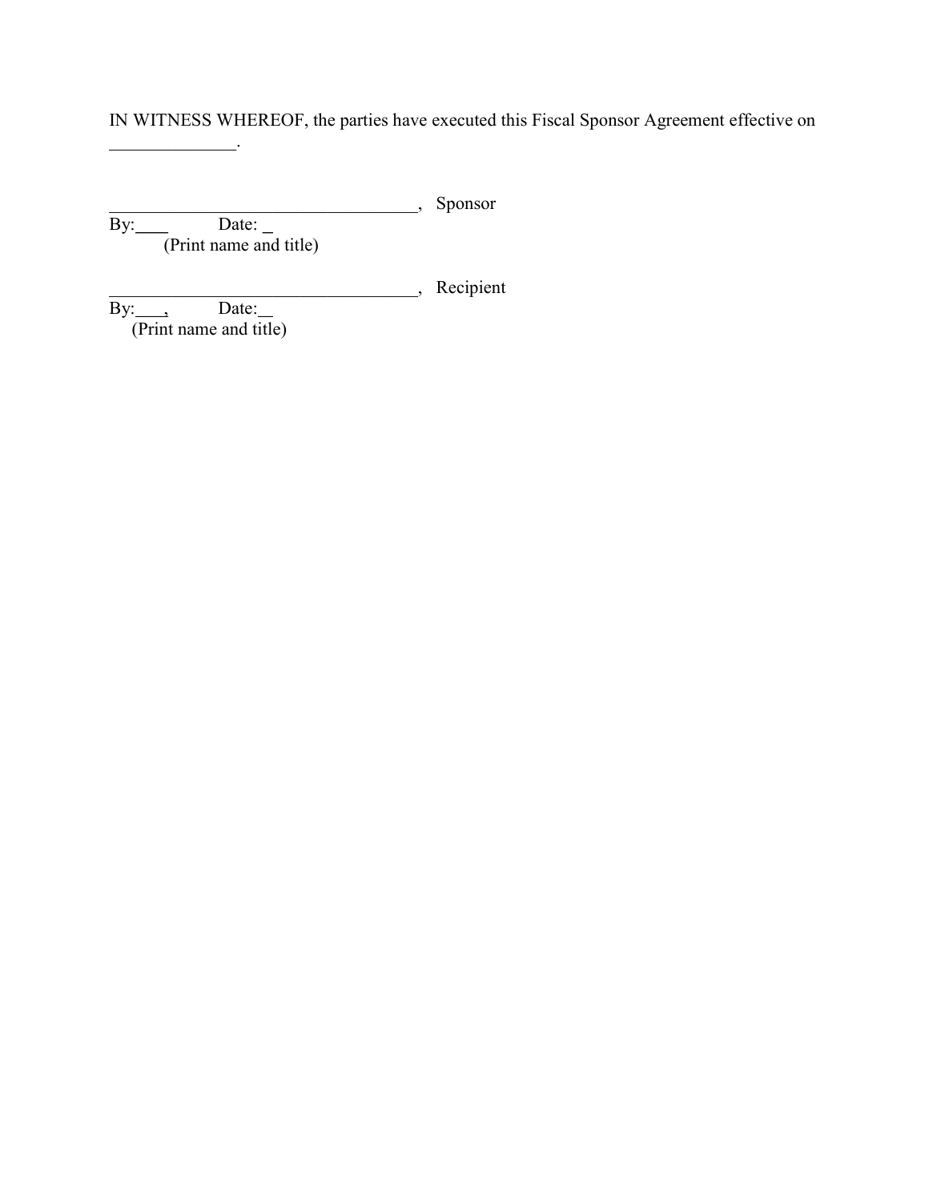IN WITNESS WHEREOF, the parties have executed this Fiscal Sponsor Agreement effective on ______________.

__________________________________, Sponsor
By:____ Date: _
(Print name and title)

__________________________________, Recipient
By:___, Date:__
(Print name and title)